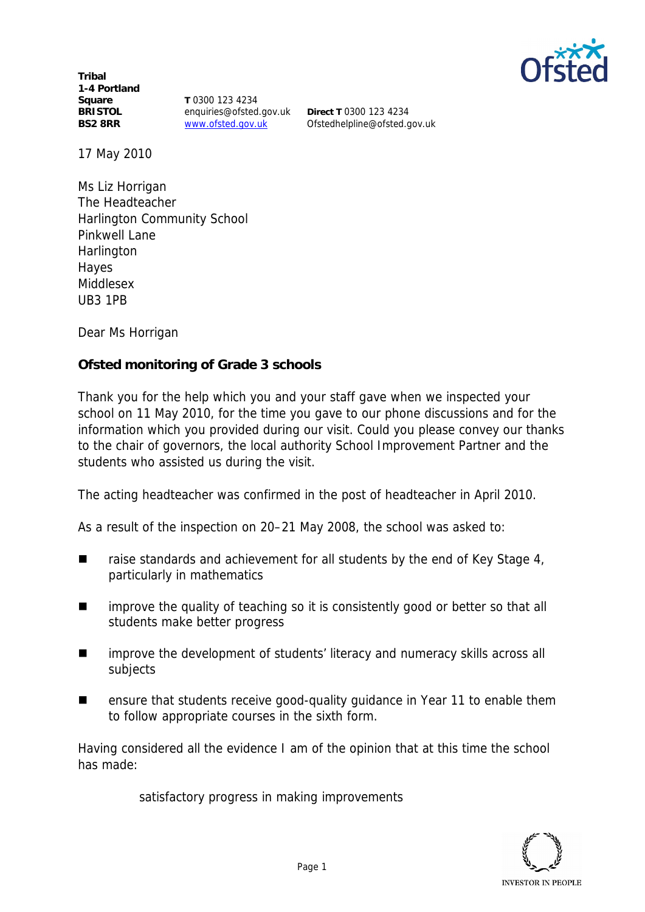**Tribal**
**1-4 Portland Square**
**BRISTOL**
**BS2 8RR**

**T** 0300 123 4234
enquiries@ofsted.gov.uk
www.ofsted.gov.uk

**Direct T** 0300 123 4234
Ofstedhelpline@ofsted.gov.uk

17 May 2010

Ms Liz Horrigan
The Headteacher
Harlington Community School
Pinkwell Lane
Harlington
Hayes
Middlesex
UB3 1PB

Dear Ms Horrigan

**Ofsted monitoring of Grade 3 schools**

Thank you for the help which you and your staff gave when we inspected your school on 11 May 2010, for the time you gave to our phone discussions and for the information which you provided during our visit. Could you please convey our thanks to the chair of governors, the local authority School Improvement Partner and the students who assisted us during the visit.

The acting headteacher was confirmed in the post of headteacher in April 2010.

As a result of the inspection on 20–21 May 2008, the school was asked to:

- raise standards and achievement for all students by the end of Key Stage 4, particularly in mathematics
- improve the quality of teaching so it is consistently good or better so that all students make better progress
- improve the development of students' literacy and numeracy skills across all subjects
- ensure that students receive good-quality guidance in Year 11 to enable them to follow appropriate courses in the sixth form.

Having considered all the evidence I am of the opinion that at this time the school has made:

satisfactory progress in making improvements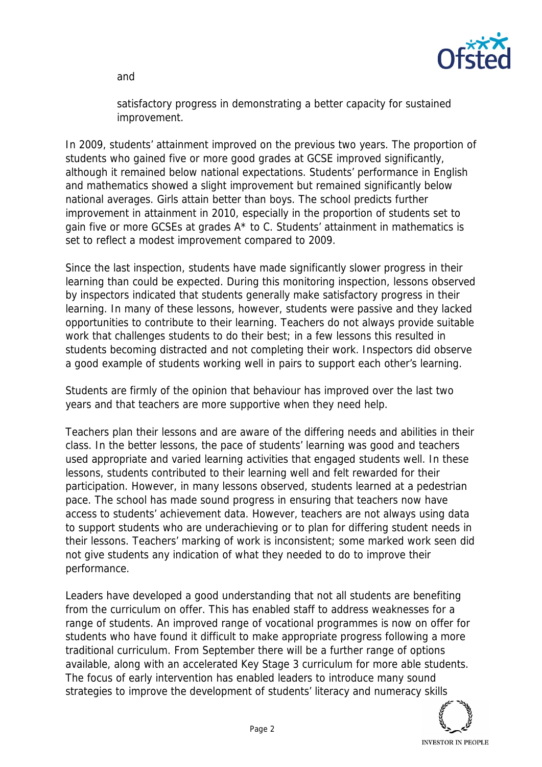and

satisfactory progress in demonstrating a better capacity for sustained improvement.

In 2009, students' attainment improved on the previous two years. The proportion of students who gained five or more good grades at GCSE improved significantly, although it remained below national expectations. Students' performance in English and mathematics showed a slight improvement but remained significantly below national averages. Girls attain better than boys. The school predicts further improvement in attainment in 2010, especially in the proportion of students set to gain five or more GCSEs at grades A* to C. Students' attainment in mathematics is set to reflect a modest improvement compared to 2009.

Since the last inspection, students have made significantly slower progress in their learning than could be expected. During this monitoring inspection, lessons observed by inspectors indicated that students generally make satisfactory progress in their learning. In many of these lessons, however, students were passive and they lacked opportunities to contribute to their learning. Teachers do not always provide suitable work that challenges students to do their best; in a few lessons this resulted in students becoming distracted and not completing their work. Inspectors did observe a good example of students working well in pairs to support each other's learning.

Students are firmly of the opinion that behaviour has improved over the last two years and that teachers are more supportive when they need help.

Teachers plan their lessons and are aware of the differing needs and abilities in their class. In the better lessons, the pace of students' learning was good and teachers used appropriate and varied learning activities that engaged students well. In these lessons, students contributed to their learning well and felt rewarded for their participation. However, in many lessons observed, students learned at a pedestrian pace. The school has made sound progress in ensuring that teachers now have access to students' achievement data. However, teachers are not always using data to support students who are underachieving or to plan for differing student needs in their lessons. Teachers' marking of work is inconsistent; some marked work seen did not give students any indication of what they needed to do to improve their performance.

Leaders have developed a good understanding that not all students are benefiting from the curriculum on offer. This has enabled staff to address weaknesses for a range of students. An improved range of vocational programmes is now on offer for students who have found it difficult to make appropriate progress following a more traditional curriculum. From September there will be a further range of options available, along with an accelerated Key Stage 3 curriculum for more able students. The focus of early intervention has enabled leaders to introduce many sound strategies to improve the development of students' literacy and numeracy skills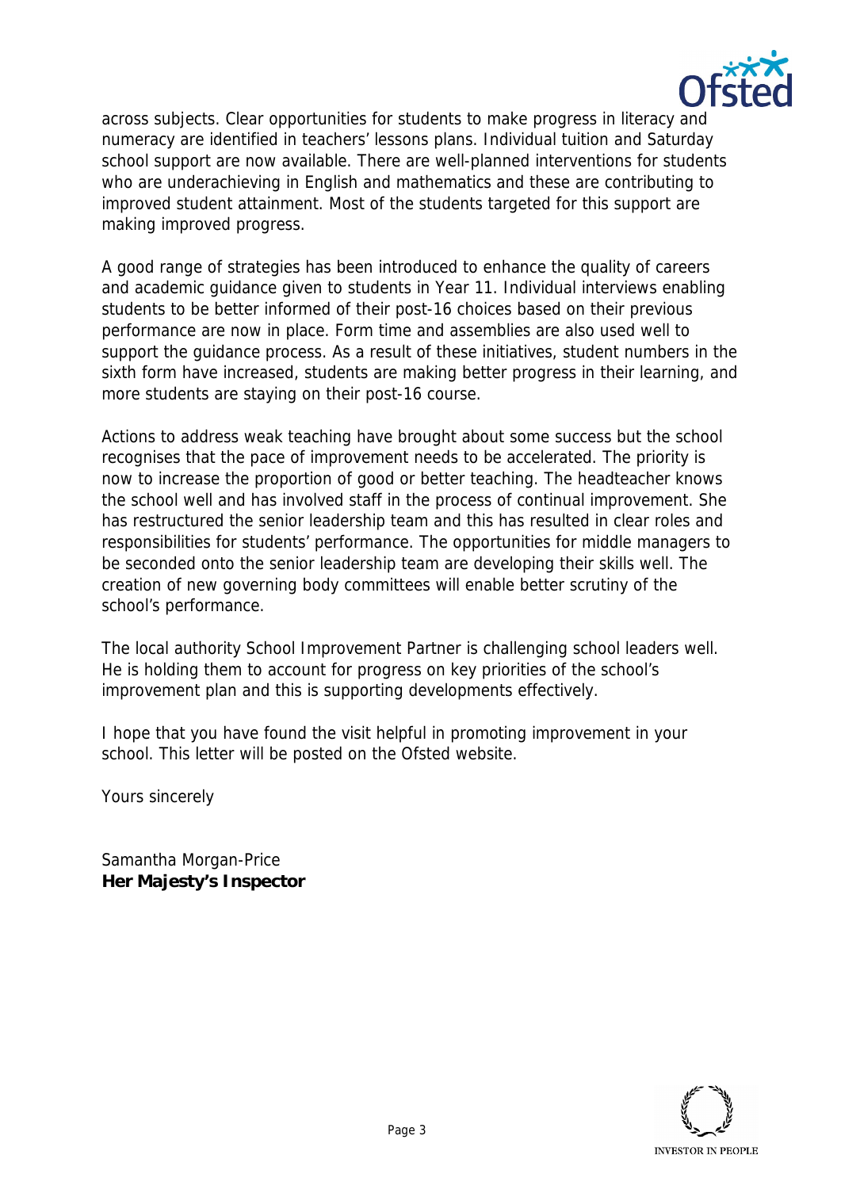across subjects. Clear opportunities for students to make progress in literacy and numeracy are identified in teachers' lessons plans. Individual tuition and Saturday school support are now available. There are well-planned interventions for students who are underachieving in English and mathematics and these are contributing to improved student attainment. Most of the students targeted for this support are making improved progress.

A good range of strategies has been introduced to enhance the quality of careers and academic guidance given to students in Year 11. Individual interviews enabling students to be better informed of their post-16 choices based on their previous performance are now in place. Form time and assemblies are also used well to support the guidance process. As a result of these initiatives, student numbers in the sixth form have increased, students are making better progress in their learning, and more students are staying on their post-16 course.

Actions to address weak teaching have brought about some success but the school recognises that the pace of improvement needs to be accelerated. The priority is now to increase the proportion of good or better teaching. The headteacher knows the school well and has involved staff in the process of continual improvement. She has restructured the senior leadership team and this has resulted in clear roles and responsibilities for students' performance. The opportunities for middle managers to be seconded onto the senior leadership team are developing their skills well. The creation of new governing body committees will enable better scrutiny of the school's performance.

The local authority School Improvement Partner is challenging school leaders well. He is holding them to account for progress on key priorities of the school's improvement plan and this is supporting developments effectively.

I hope that you have found the visit helpful in promoting improvement in your school. This letter will be posted on the Ofsted website.

Yours sincerely

Samantha Morgan-Price
**Her Majesty's Inspector**